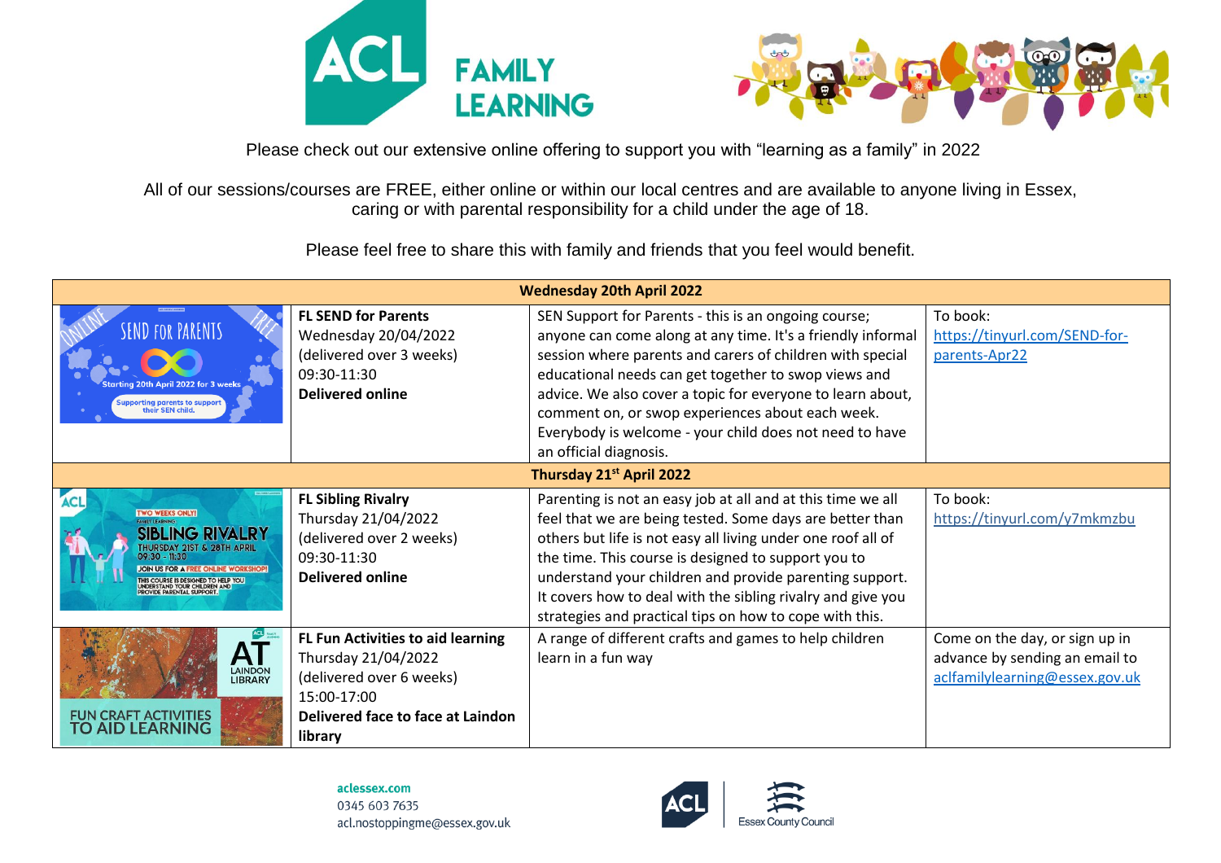# ACL FAMILY LEARNING

Please check out our extensive online offering to support you with "learning as a family" in 2022

All of our sessions/courses are FREE, either online or within our local centres and are available to anyone living in Essex, caring or with parental responsibility for a child under the age of 18.

Please feel free to share this with family and friends that you feel would benefit.

| | | | |
|---|---|---|---|
| **Wednesday 20th April 2022** | | | |
| | **FL SEND for Parents**<br>Wednesday 20/04/2022<br>(delivered over 3 weeks)<br>09:30-11:30<br>**Delivered online** | SEN Support for Parents - this is an ongoing course; anyone can come along at any time. It's a friendly informal session where parents and carers of children with special educational needs can get together to swop views and advice. We also cover a topic for everyone to learn about, comment on, or swop experiences about each week. Everybody is welcome - your child does not need to have an official diagnosis. | To book:<br>https://tinyurl.com/SEND-for-parents-Apr22 |
| **Thursday 21st April 2022** | | | |
| | **FL Sibling Rivalry**<br>Thursday 21/04/2022<br>(delivered over 2 weeks)<br>09:30-11:30<br>**Delivered online** | Parenting is not an easy job at all and at this time we all feel that we are being tested. Some days are better than others but life is not easy all living under one roof all of the time. This course is designed to support you to understand your children and provide parenting support. It covers how to deal with the sibling rivalry and give you strategies and practical tips on how to cope with this. | To book:<br>https://tinyurl.com/y7mkmzbu |
| | **FL Fun Activities to aid learning**<br>Thursday 21/04/2022<br>(delivered over 6 weeks)<br>15:00-17:00<br>**Delivered face to face at Laindon library** | A range of different crafts and games to help children learn in a fun way | Come on the day, or sign up in advance by sending an email to aclfamilylearning@essex.gov.uk |

aclessex.com
0345 603 7635
acl.nostoppingme@essex.gov.uk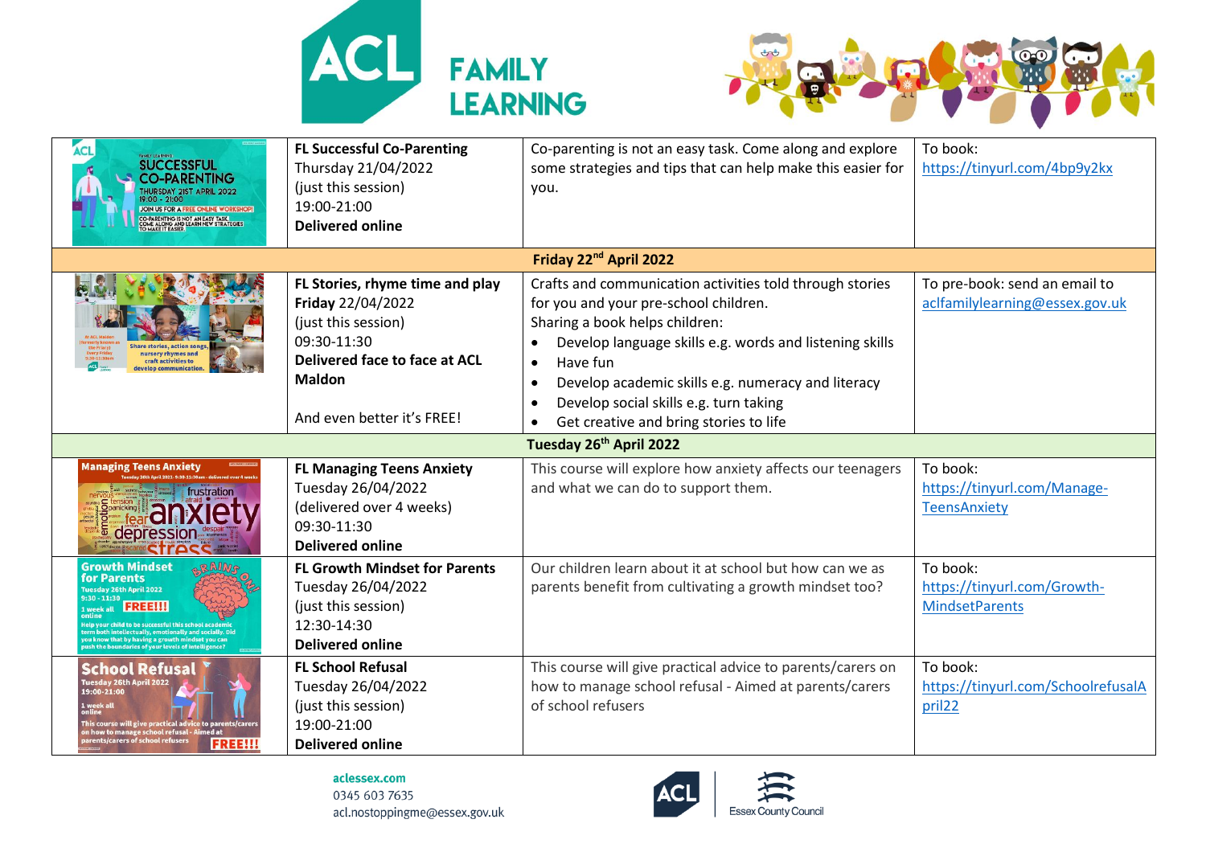# ACL FAMILY LEARNING

| | | | |
|---|---|---|---|
| | **FL Successful Co-Parenting**<br>Thursday 21/04/2022<br>(just this session)<br>19:00-21:00<br>**Delivered online** | Co-parenting is not an easy task. Come along and explore some strategies and tips that can help make this easier for you. | To book:<br>https://tinyurl.com/4bp9y2kx |
| | **Friday 22nd April 2022** | | |
| | **FL Stories, rhyme time and play**<br>**Friday** 22/04/2022<br>(just this session)<br>09:30-11:30<br>**Delivered face to face at ACL Maldon**<br><br>And even better it's FREE! | Crafts and communication activities told through stories for you and your pre-school children.<br>Sharing a book helps children:<br>• Develop language skills e.g. words and listening skills<br>• Have fun<br>• Develop academic skills e.g. numeracy and literacy<br>• Develop social skills e.g. turn taking<br>• Get creative and bring stories to life | To pre-book: send an email to aclfamilylearning@essex.gov.uk |
| | **Tuesday 26th April 2022** | | |
| | **FL Managing Teens Anxiety**<br>Tuesday 26/04/2022<br>(delivered over 4 weeks)<br>09:30-11:30<br>**Delivered online** | This course will explore how anxiety affects our teenagers and what we can do to support them. | To book:<br>https://tinyurl.com/Manage-TeensAnxiety |
| | **FL Growth Mindset for Parents**<br>Tuesday 26/04/2022<br>(just this session)<br>12:30-14:30<br>**Delivered online** | Our children learn about it at school but how can we as parents benefit from cultivating a growth mindset too? | To book:<br>https://tinyurl.com/Growth-MindsetParents |
| | **FL School Refusal**<br>Tuesday 26/04/2022<br>(just this session)<br>19:00-21:00<br>**Delivered online** | This course will give practical advice to parents/carers on how to manage school refusal - Aimed at parents/carers of school refusers | To book:<br>https://tinyurl.com/SchoolrefusalApril22 |

aclessex.com
0345 603 7635
acl.nostoppingme@essex.gov.uk

ACL | Essex County Council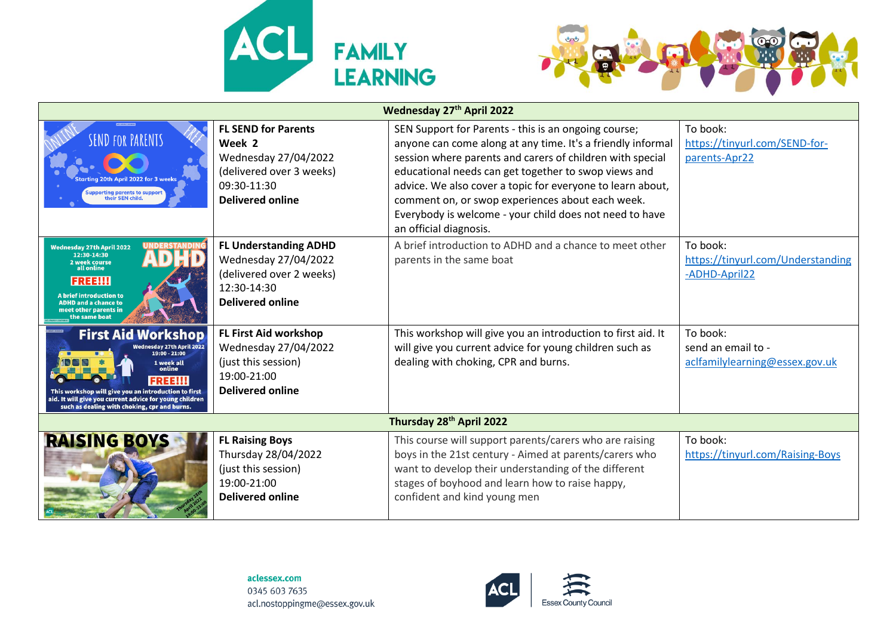# ACL FAMILY LEARNING

| | | | |
|---|---|---|---|
| **Wednesday 27th April 2022** | | | |
| | **FL SEND for Parents** **Week 2** Wednesday 27/04/2022 (delivered over 3 weeks) 09:30-11:30 **Delivered online** | SEN Support for Parents - this is an ongoing course; anyone can come along at any time. It's a friendly informal session where parents and carers of children with special educational needs can get together to swop views and advice. We also cover a topic for everyone to learn about, comment on, or swop experiences about each week. Everybody is welcome - your child does not need to have an official diagnosis. | To book: https://tinyurl.com/SEND-for-parents-Apr22 |
| | **FL Understanding ADHD** Wednesday 27/04/2022 (delivered over 2 weeks) 12:30-14:30 **Delivered online** | A brief introduction to ADHD and a chance to meet other parents in the same boat | To book: https://tinyurl.com/Understanding-ADHD-April22 |
| | **FL First Aid workshop** Wednesday 27/04/2022 (just this session) 19:00-21:00 **Delivered online** | This workshop will give you an introduction to first aid. It will give you current advice for young children such as dealing with choking, CPR and burns. | To book: send an email to - aclfamilylearning@essex.gov.uk |
| **Thursday 28th April 2022** | | | |
| | **FL Raising Boys** Thursday 28/04/2022 (just this session) 19:00-21:00 **Delivered online** | This course will support parents/carers who are raising boys in the 21st century - Aimed at parents/carers who want to develop their understanding of the different stages of boyhood and learn how to raise happy, confident and kind young men | To book: https://tinyurl.com/Raising-Boys |

aclessex.com
0345 603 7635
acl.nostoppingme@essex.gov.uk

ACL | Essex County Council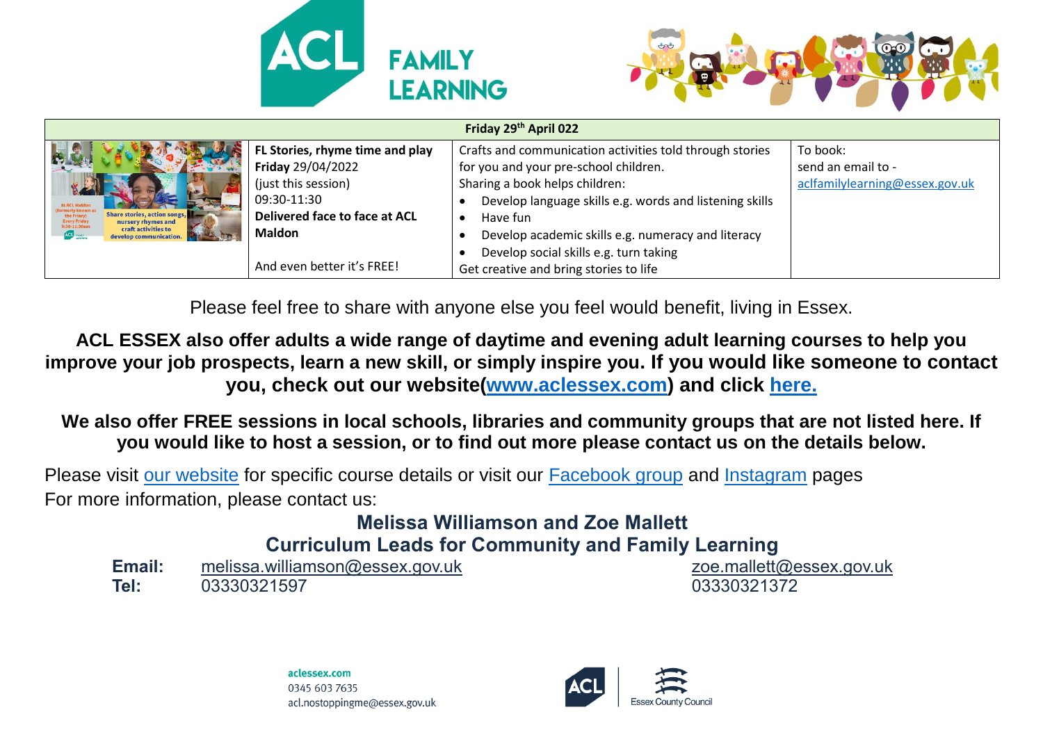ACL FAMILY LEARNING

| Friday 29th April 022 | | | |
|---|---|---|---|
| At ACL Maldon (formerly known as the Friary) Every Friday 9:30-11:30am. Share stories, action songs, nursery rhymes and craft activities to develop communication. | **FL Stories, rhyme time and play**<br>**Friday** 29/04/2022<br>(just this session)<br>09:30-11:30<br>**Delivered face to face at ACL Maldon**<br><br>And even better it's FREE! | Crafts and communication activities told through stories for you and your pre-school children.<br>Sharing a book helps children:<br>• Develop language skills e.g. words and listening skills<br>• Have fun<br>• Develop academic skills e.g. numeracy and literacy<br>• Develop social skills e.g. turn taking<br>Get creative and bring stories to life | To book:<br>send an email to -<br>aclfamilylearning@essex.gov.uk |

Please feel free to share with anyone else you feel would benefit, living in Essex.

**ACL ESSEX also offer adults a wide range of daytime and evening adult learning courses to help you improve your job prospects, learn a new skill, or simply inspire you. If you would like someone to contact you, check out our website(www.aclessex.com) and click here.**

**We also offer FREE sessions in local schools, libraries and community groups that are not listed here. If you would like to host a session, or to find out more please contact us on the details below.**

Please visit our website for specific course details or visit our Facebook group and Instagram pages
For more information, please contact us:

**Melissa Williamson and Zoe Mallett**
**Curriculum Leads for Community and Family Learning**

| | Melissa Williamson | Zoe Mallett |
|---|---|---|
| **Email:** | melissa.williamson@essex.gov.uk | zoe.mallett@essex.gov.uk |
| **Tel:** | 03330321597 | 03330321372 |

aclessex.com
0345 603 7635
acl.nostoppingme@essex.gov.uk

ACL | Essex County Council